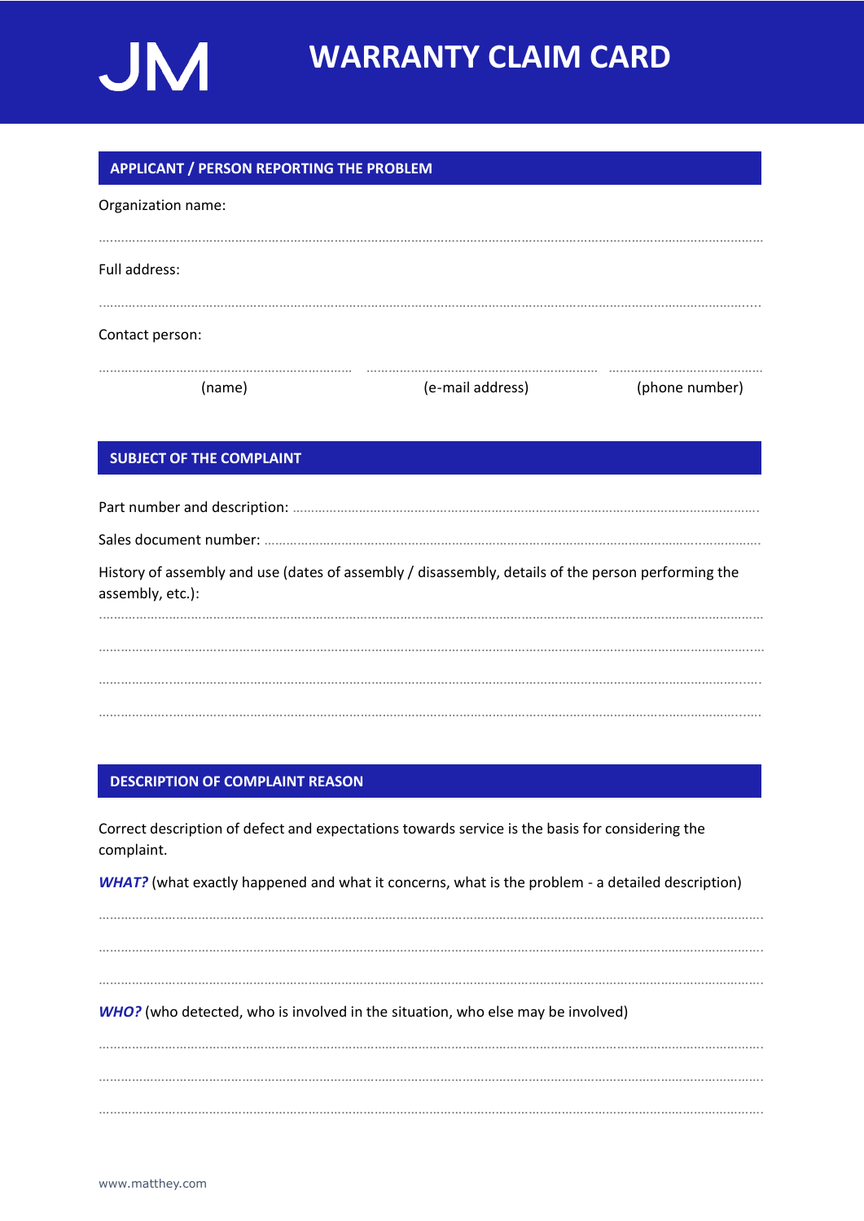JM

# WARRANTY CLAIM CARD

## APPLICANT / PERSON REPORTING THE PROBLEM

Organization name:

..............................................................................................................................................................................

Full address:

..............................................................................................................................................................................

Contact person:

| ........................................................ | ........................................................ | ........................................ |
|---|---|---|
| (name) | (e-mail address) | (phone number) |

## SUBJECT OF THE COMPLAINT

Part number and description: ..........................................................................................................................

Sales document number: ..................................................................................................................................

History of assembly and use (dates of assembly / disassembly, details of the person performing the assembly, etc.):

..............................................................................................................................................................................

..............................................................................................................................................................................

..............................................................................................................................................................................

..............................................................................................................................................................................

## DESCRIPTION OF COMPLAINT REASON

Correct description of defect and expectations towards service is the basis for considering the complaint.

***WHAT?*** (what exactly happened and what it concerns, what is the problem - a detailed description)

..............................................................................................................................................................................

..............................................................................................................................................................................

..............................................................................................................................................................................

***WHO?*** (who detected, who is involved in the situation, who else may be involved)

..............................................................................................................................................................................

..............................................................................................................................................................................

..............................................................................................................................................................................

www.matthey.com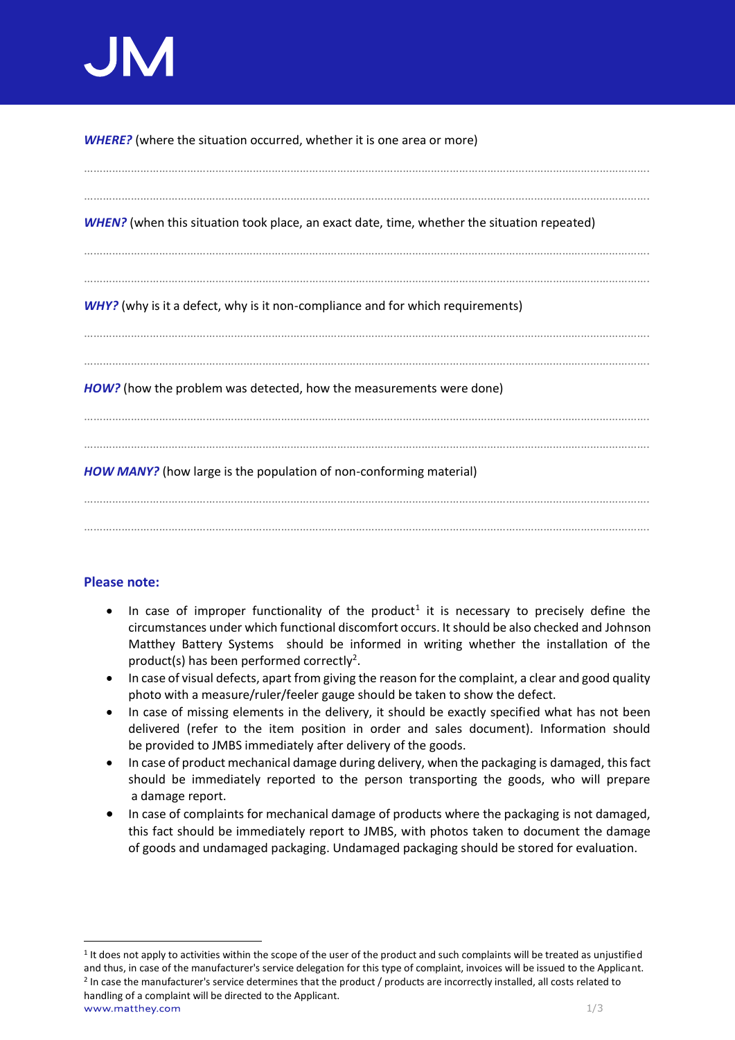**_WHERE?_** (where the situation occurred, whether it is one area or more)

.................................................................................................................................................................

.................................................................................................................................................................

**_WHEN?_** (when this situation took place, an exact date, time, whether the situation repeated)

.................................................................................................................................................................

.................................................................................................................................................................

**_WHY?_** (why is it a defect, why is it non-compliance and for which requirements)

.................................................................................................................................................................

.................................................................................................................................................................

**_HOW?_** (how the problem was detected, how the measurements were done)

.................................................................................................................................................................

.................................................................................................................................................................

**_HOW MANY?_** (how large is the population of non-conforming material)

.................................................................................................................................................................

.................................................................................................................................................................

**Please note:**

- In case of improper functionality of the product[1] it is necessary to precisely define the circumstances under which functional discomfort occurs. It should be also checked and Johnson Matthey Battery Systems should be informed in writing whether the installation of the product(s) has been performed correctly[2].
- In case of visual defects, apart from giving the reason for the complaint, a clear and good quality photo with a measure/ruler/feeler gauge should be taken to show the defect.
- In case of missing elements in the delivery, it should be exactly specified what has not been delivered (refer to the item position in order and sales document). Information should be provided to JMBS immediately after delivery of the goods.
- In case of product mechanical damage during delivery, when the packaging is damaged, this fact should be immediately reported to the person transporting the goods, who will prepare a damage report.
- In case of complaints for mechanical damage of products where the packaging is not damaged, this fact should be immediately report to JMBS, with photos taken to document the damage of goods and undamaged packaging. Undamaged packaging should be stored for evaluation.

---

[1] It does not apply to activities within the scope of the user of the product and such complaints will be treated as unjustified and thus, in case of the manufacturer's service delegation for this type of complaint, invoices will be issued to the Applicant.

[2] In case the manufacturer's service determines that the product / products are incorrectly installed, all costs related to handling of a complaint will be directed to the Applicant.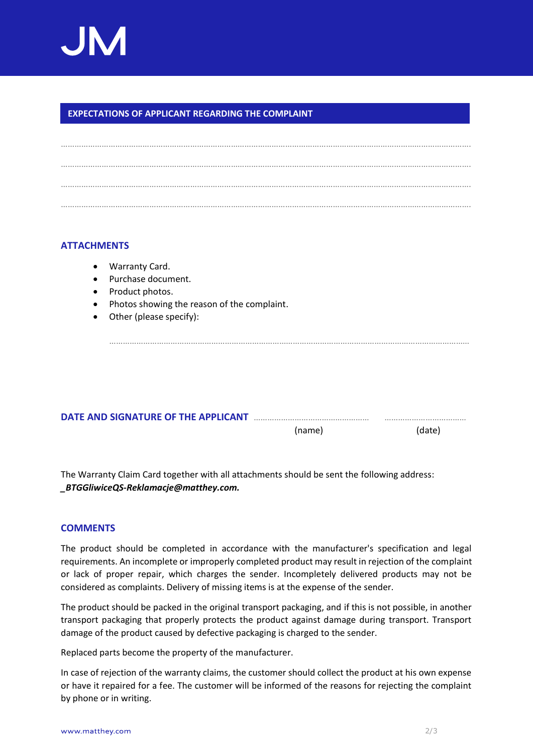JM

## EXPECTATIONS OF APPLICANT REGARDING THE COMPLAINT

.................................................................................................................................................................

.................................................................................................................................................................

.................................................................................................................................................................

.................................................................................................................................................................

## ATTACHMENTS

- Warranty Card.
- Purchase document.
- Product photos.
- Photos showing the reason of the complaint.
- Other (please specify):

  .................................................................................................................................................

**DATE AND SIGNATURE OF THE APPLICANT** ...................................................... ......................................

(name) (date)

The Warranty Claim Card together with all attachments should be sent the following address: ***_BTGGliwiceQS-Reklamacje@matthey.com.***

## COMMENTS

The product should be completed in accordance with the manufacturer's specification and legal requirements. An incomplete or improperly completed product may result in rejection of the complaint or lack of proper repair, which charges the sender. Incompletely delivered products may not be considered as complaints. Delivery of missing items is at the expense of the sender.

The product should be packed in the original transport packaging, and if this is not possible, in another transport packaging that properly protects the product against damage during transport. Transport damage of the product caused by defective packaging is charged to the sender.

Replaced parts become the property of the manufacturer.

In case of rejection of the warranty claims, the customer should collect the product at his own expense or have it repaired for a fee. The customer will be informed of the reasons for rejecting the complaint by phone or in writing.

www.matthey.com